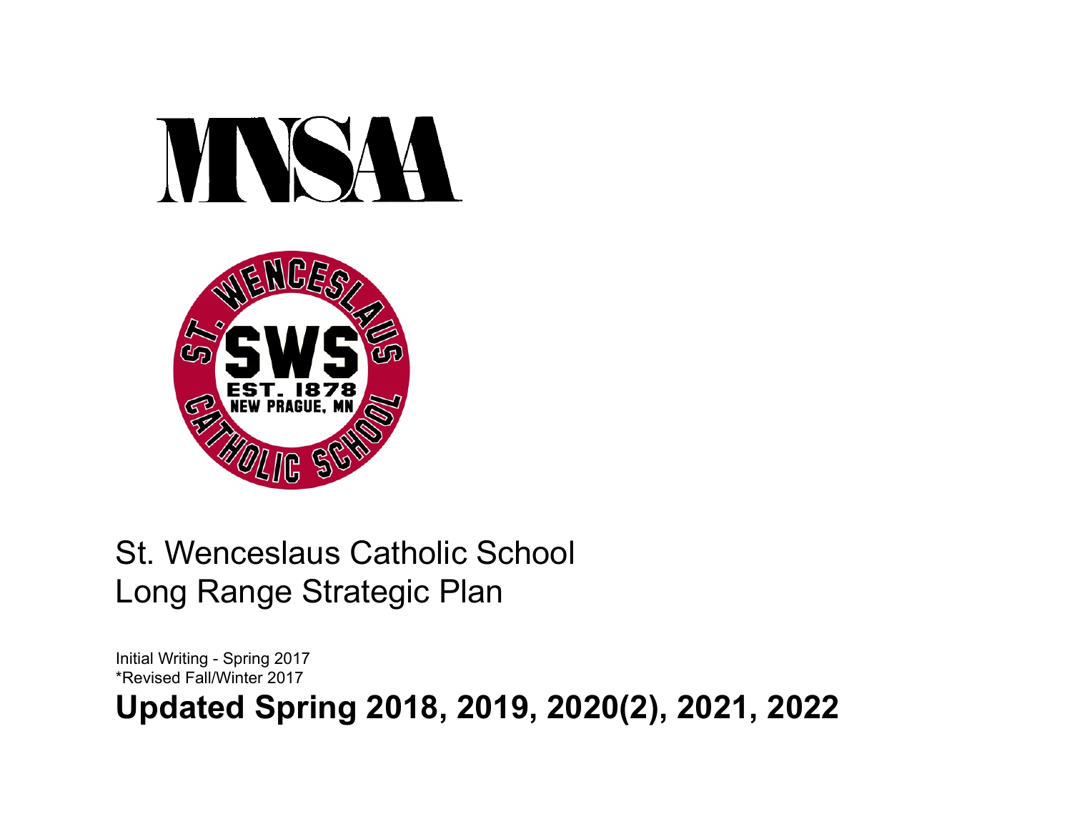MNSAA

ST. WENCESLAUS CATHOLIC SCHOOL

SWS

EST. 1878
NEW PRAGUE, MN

# St. Wenceslaus Catholic School
# Long Range Strategic Plan

Initial Writing - Spring 2017
*Revised Fall/Winter 2017

**Updated Spring 2018, 2019, 2020(2), 2021, 2022**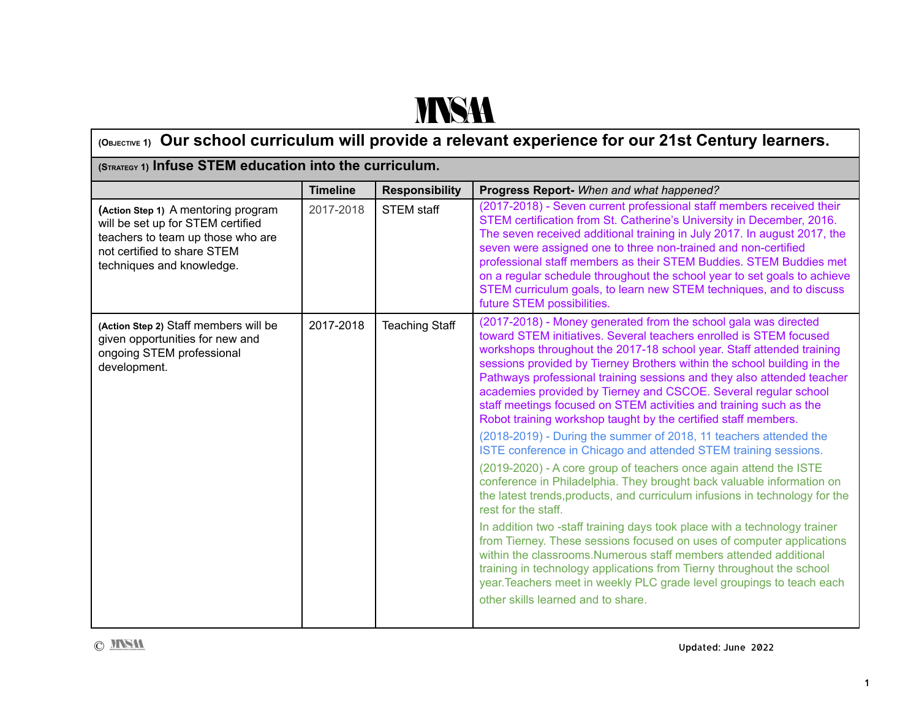# MNSAA

| (OBJECTIVE 1) **Our school curriculum will provide a relevant experience for our 21st Century learners.** | | | |
|---|---|---|---|
| (STRATEGY 1) **Infuse STEM education into the curriculum.** | | | |
| | **Timeline** | **Responsibility** | **Progress Report-** *When and what happened?* |
| **(Action Step 1)** A mentoring program will be set up for STEM certified teachers to team up those who are not certified to share STEM techniques and knowledge. | 2017-2018 | STEM staff | (2017-2018) - Seven current professional staff members received their STEM certification from St. Catherine's University in December, 2016. The seven received additional training in July 2017. In august 2017, the seven were assigned one to three non-trained and non-certified professional staff members as their STEM Buddies. STEM Buddies met on a regular schedule throughout the school year to set goals to achieve STEM curriculum goals, to learn new STEM techniques, and to discuss future STEM possibilities. |
| **(Action Step 2)** Staff members will be given opportunities for new and ongoing STEM professional development. | 2017-2018 | Teaching Staff | (2017-2018) - Money generated from the school gala was directed toward STEM initiatives. Several teachers enrolled is STEM focused workshops throughout the 2017-18 school year. Staff attended training sessions provided by Tierney Brothers within the school building in the Pathways professional training sessions and they also attended teacher academies provided by Tierney and CSCOE. Several regular school staff meetings focused on STEM activities and training such as the Robot training workshop taught by the certified staff members.<br><br>(2018-2019) - During the summer of 2018, 11 teachers attended the ISTE conference in Chicago and attended STEM training sessions.<br><br>(2019-2020) - A core group of teachers once again attend the ISTE conference in Philadelphia. They brought back valuable information on the latest trends,products, and curriculum infusions in technology for the rest for the staff.<br><br>In addition two -staff training days took place with a technology trainer from Tierney. These sessions focused on uses of computer applications within the classrooms.Numerous staff members attended additional training in technology applications from Tierny throughout the school year.Teachers meet in weekly PLC grade level groupings to teach each other skills learned and to share. |

Updated: June 2022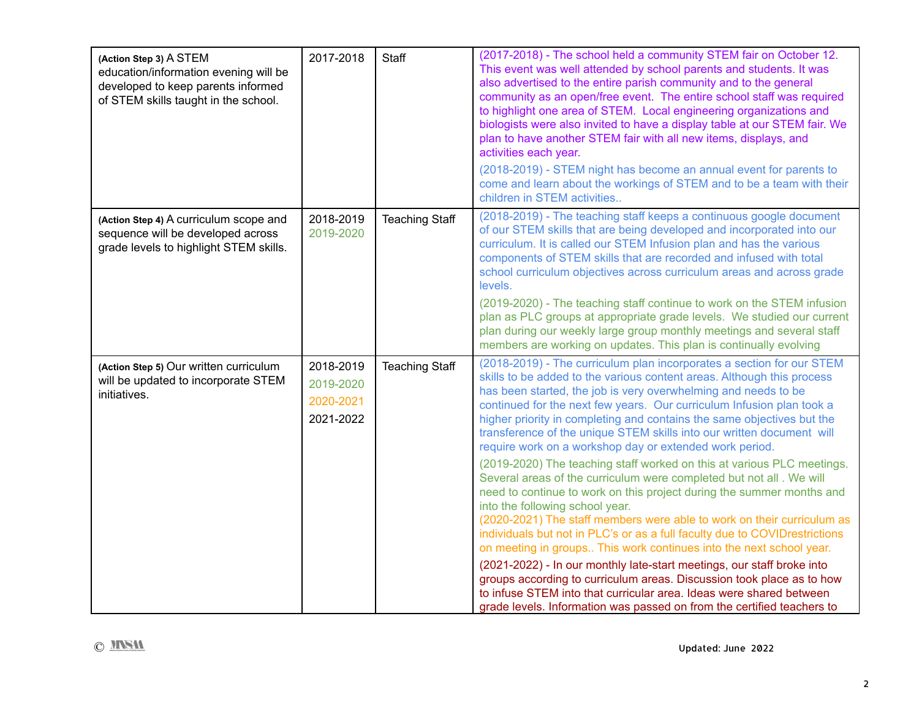| (Action Step 3) A STEM education/information evening will be developed to keep parents informed of STEM skills taught in the school. | 2017-2018 | Staff | (2017-2018) - The school held a community STEM fair on October 12. This event was well attended by school parents and students. It was also advertised to the entire parish community and to the general community as an open/free event. The entire school staff was required to highlight one area of STEM. Local engineering organizations and biologists were also invited to have a display table at our STEM fair. We plan to have another STEM fair with all new items, displays, and activities each year.<br>(2018-2019) - STEM night has become an annual event for parents to come and learn about the workings of STEM and to be a team with their children in STEM activities.. |
|---|---|---|---|
| (Action Step 4) A curriculum scope and sequence will be developed across grade levels to highlight STEM skills. | 2018-2019<br>2019-2020 | Teaching Staff | (2018-2019) - The teaching staff keeps a continuous google document of our STEM skills that are being developed and incorporated into our curriculum. It is called our STEM Infusion plan and has the various components of STEM skills that are recorded and infused with total school curriculum objectives across curriculum areas and across grade levels.<br>(2019-2020) - The teaching staff continue to work on the STEM infusion plan as PLC groups at appropriate grade levels. We studied our current plan during our weekly large group monthly meetings and several staff members are working on updates. This plan is continually evolving |
| (Action Step 5) Our written curriculum will be updated to incorporate STEM initiatives. | 2018-2019<br>2019-2020<br>2020-2021<br>2021-2022 | Teaching Staff | (2018-2019) - The curriculum plan incorporates a section for our STEM skills to be added to the various content areas. Although this process has been started, the job is very overwhelming and needs to be continued for the next few years. Our curriculum Infusion plan took a higher priority in completing and contains the same objectives but the transference of the unique STEM skills into our written document will require work on a workshop day or extended work period.<br>(2019-2020) The teaching staff worked on this at various PLC meetings. Several areas of the curriculum were completed but not all . We will need to continue to work on this project during the summer months and into the following school year.<br>(2020-2021) The staff members were able to work on their curriculum as individuals but not in PLC's or as a full faculty due to COVIDrestrictions on meeting in groups.. This work continues into the next school year.<br>(2021-2022) - In our monthly late-start meetings, our staff broke into groups according to curriculum areas. Discussion took place as to how to infuse STEM into that curricular area. Ideas were shared between grade levels. Information was passed on from the certified teachers to |

© MNSM

Updated: June 2022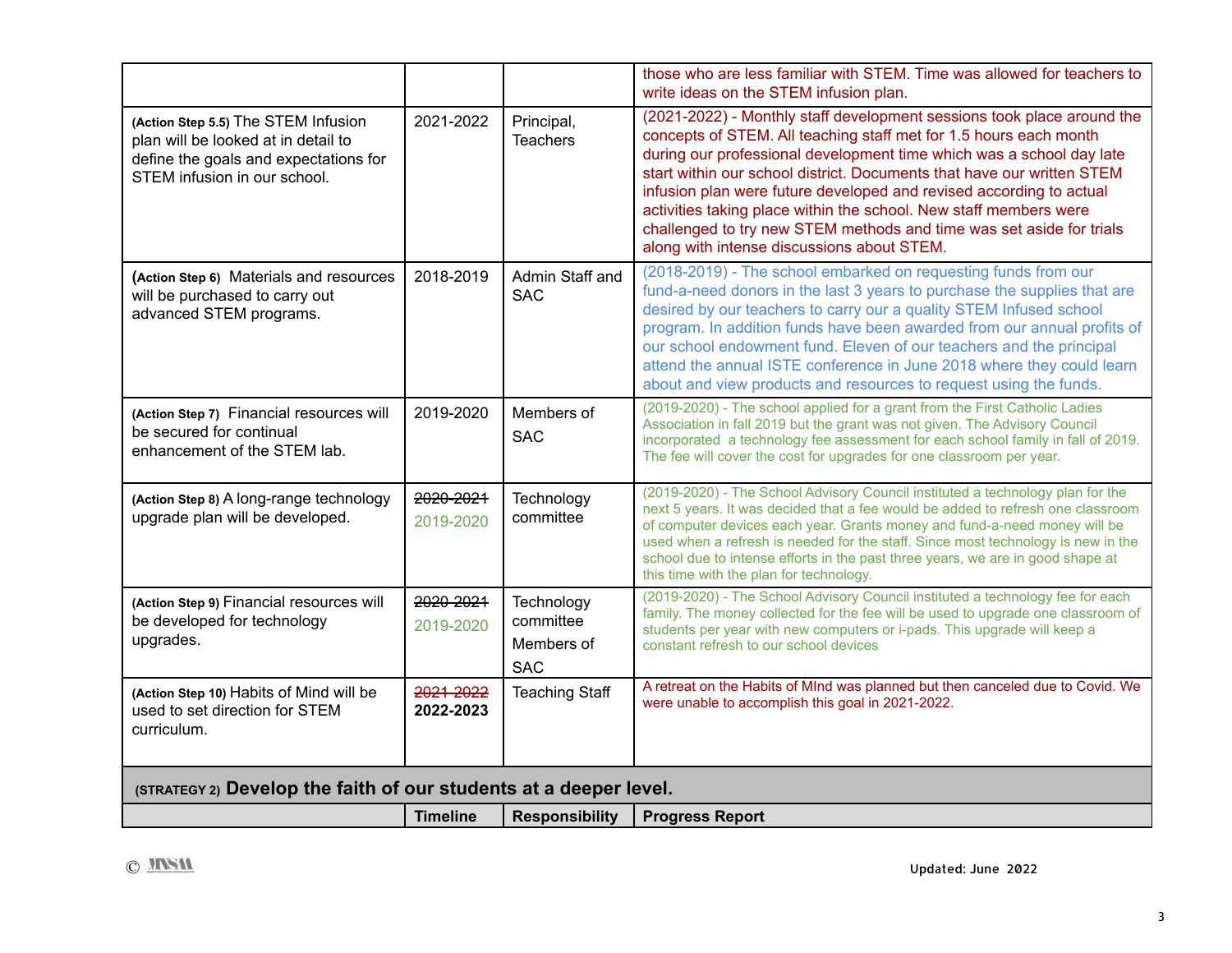| | | | |
|---|---|---|---|
| | | | those who are less familiar with STEM. Time was allowed for teachers to write ideas on the STEM infusion plan. |
| **(Action Step 5.5)** The STEM Infusion plan will be looked at in detail to define the goals and expectations for STEM infusion in our school. | 2021-2022 | Principal, Teachers | (2021-2022) - Monthly staff development sessions took place around the concepts of STEM. All teaching staff met for 1.5 hours each month during our professional development time which was a school day late start within our school district. Documents that have our written STEM infusion plan were future developed and revised according to actual activities taking place within the school. New staff members were challenged to try new STEM methods and time was set aside for trials along with intense discussions about STEM. |
| **(Action Step 6)** Materials and resources will be purchased to carry out advanced STEM programs. | 2018-2019 | Admin Staff and SAC | (2018-2019) - The school embarked on requesting funds from our fund-a-need donors in the last 3 years to purchase the supplies that are desired by our teachers to carry our a quality STEM Infused school program. In addition funds have been awarded from our annual profits of our school endowment fund. Eleven of our teachers and the principal attend the annual ISTE conference in June 2018 where they could learn about and view products and resources to request using the funds. |
| **(Action Step 7)** Financial resources will be secured for continual enhancement of the STEM lab. | 2019-2020 | Members of SAC | (2019-2020) - The school applied for a grant from the First Catholic Ladies Association in fall 2019 but the grant was not given. The Advisory Council incorporated a technology fee assessment for each school family in fall of 2019. The fee will cover the cost for upgrades for one classroom per year. |
| **(Action Step 8)** A long-range technology upgrade plan will be developed. | ~~2020-2021~~ 2019-2020 | Technology committee | (2019-2020) - The School Advisory Council instituted a technology plan for the next 5 years. It was decided that a fee would be added to refresh one classroom of computer devices each year. Grants money and fund-a-need money will be used when a refresh is needed for the staff. Since most technology is new in the school due to intense efforts in the past three years, we are in good shape at this time with the plan for technology. |
| **(Action Step 9)** Financial resources will be developed for technology upgrades. | ~~2020-2021~~ 2019-2020 | Technology committee Members of SAC | (2019-2020) - The School Advisory Council instituted a technology fee for each family. The money collected for the fee will be used to upgrade one classroom of students per year with new computers or i-pads. This upgrade will keep a constant refresh to our school devices |
| **(Action Step 10)** Habits of Mind will be used to set direction for STEM curriculum. | ~~2021-2022~~ **2022-2023** | Teaching Staff | A retreat on the Habits of MInd was planned but then canceled due to Covid. We were unable to accomplish this goal in 2021-2022. |
| **(STRATEGY 2) Develop the faith of our students at a deeper level.** | | | |
| | **Timeline** | **Responsibility** | **Progress Report** |

Updated: June 2022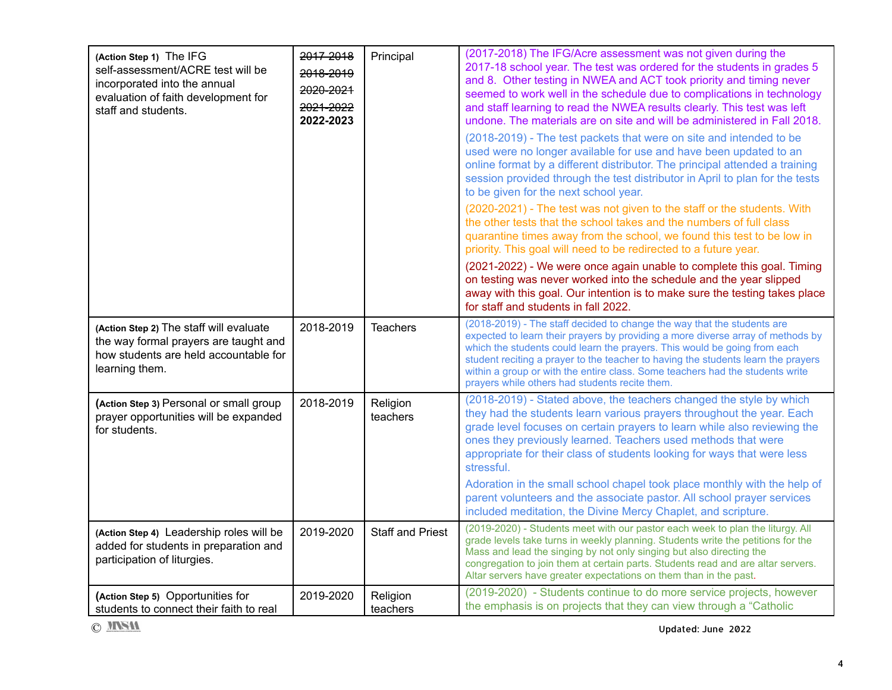| | | | |
|---|---|---|---|
| **(Action Step 1)** The IFG self-assessment/ACRE test will be incorporated into the annual evaluation of faith development for staff and students. | ~~2017-2018~~<br>~~2018-2019~~<br>~~2020-2021~~<br>~~2021-2022~~<br>**2022-2023** | Principal | (2017-2018) The IFG/Acre assessment was not given during the 2017-18 school year. The test was ordered for the students in grades 5 and 8. Other testing in NWEA and ACT took priority and timing never seemed to work well in the schedule due to complications in technology and staff learning to read the NWEA results clearly. This test was left undone. The materials are on site and will be administered in Fall 2018.<br><br>(2018-2019) - The test packets that were on site and intended to be used were no longer available for use and have been updated to an online format by a different distributor. The principal attended a training session provided through the test distributor in April to plan for the tests to be given for the next school year.<br><br>(2020-2021) - The test was not given to the staff or the students. With the other tests that the school takes and the numbers of full class quarantine times away from the school, we found this test to be low in priority. This goal will need to be redirected to a future year.<br><br>(2021-2022) - We were once again unable to complete this goal. Timing on testing was never worked into the schedule and the year slipped away with this goal. Our intention is to make sure the testing takes place for staff and students in fall 2022. |
| **(Action Step 2)** The staff will evaluate the way formal prayers are taught and how students are held accountable for learning them. | 2018-2019 | Teachers | (2018-2019) - The staff decided to change the way that the students are expected to learn their prayers by providing a more diverse array of methods by which the students could learn the prayers. This would be going from each student reciting a prayer to the teacher to having the students learn the prayers within a group or with the entire class. Some teachers had the students write prayers while others had students recite them. |
| **(Action Step 3)** Personal or small group prayer opportunities will be expanded for students. | 2018-2019 | Religion teachers | (2018-2019) - Stated above, the teachers changed the style by which they had the students learn various prayers throughout the year. Each grade level focuses on certain prayers to learn while also reviewing the ones they previously learned. Teachers used methods that were appropriate for their class of students looking for ways that were less stressful.<br><br>Adoration in the small school chapel took place monthly with the help of parent volunteers and the associate pastor. All school prayer services included meditation, the Divine Mercy Chaplet, and scripture. |
| **(Action Step 4)** Leadership roles will be added for students in preparation and participation of liturgies. | 2019-2020 | Staff and Priest | (2019-2020) - Students meet with our pastor each week to plan the liturgy. All grade levels take turns in weekly planning. Students write the petitions for the Mass and lead the singing by not only singing but also directing the congregation to join them at certain parts. Students read and are altar servers. Altar servers have greater expectations on them than in the past. |
| **(Action Step 5)** Opportunities for students to connect their faith to real | 2019-2020 | Religion teachers | (2019-2020) - Students continue to do more service projects, however the emphasis is on projects that they can view through a "Catholic |

© MNSAA

Updated: June 2022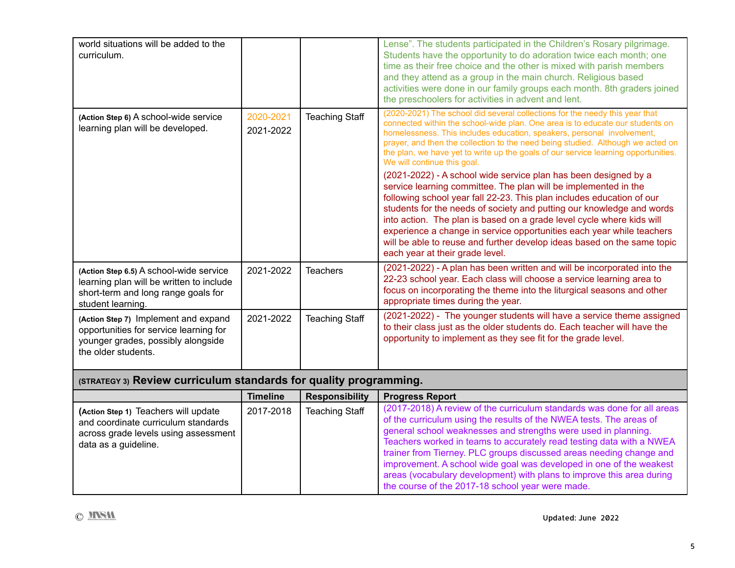| | | | |
|---|---|---|---|
| world situations will be added to the curriculum. | | | Lense". The students participated in the Children's Rosary pilgrimage. Students have the opportunity to do adoration twice each month; one time as their free choice and the other is mixed with parish members and they attend as a group in the main church. Religious based activities were done in our family groups each month. 8th graders joined the preschoolers for activities in advent and lent. |
| **(Action Step 6)** A school-wide service learning plan will be developed. | 2020-2021<br>2021-2022 | Teaching Staff | (2020-2021) The school did several collections for the needy this year that connected within the school-wide plan. One area is to educate our students on homelessness. This includes education, speakers, personal involvement, prayer, and then the collection to the need being studied. Although we acted on the plan, we have yet to write up the goals of our service learning opportunities. We will continue this goal.<br>(2021-2022) - A school wide service plan has been designed by a service learning committee. The plan will be implemented in the following school year fall 22-23. This plan includes education of our students for the needs of society and putting our knowledge and words into action. The plan is based on a grade level cycle where kids will experience a change in service opportunities each year while teachers will be able to reuse and further develop ideas based on the same topic each year at their grade level. |
| **(Action Step 6.5)** A school-wide service learning plan will be written to include short-term and long range goals for student learning. | 2021-2022 | Teachers | (2021-2022) - A plan has been written and will be incorporated into the 22-23 school year. Each class will choose a service learning area to focus on incorporating the theme into the liturgical seasons and other appropriate times during the year. |
| **(Action Step 7)** Implement and expand opportunities for service learning for younger grades, possibly alongside the older students. | 2021-2022 | Teaching Staff | (2021-2022) - The younger students will have a service theme assigned to their class just as the older students do. Each teacher will have the opportunity to implement as they see fit for the grade level. |
| **(STRATEGY 3) Review curriculum standards for quality programming.** | | | |
| | **Timeline** | **Responsibility** | **Progress Report** |
| **(Action Step 1)** Teachers will update and coordinate curriculum standards across grade levels using assessment data as a guideline. | 2017-2018 | Teaching Staff | (2017-2018) A review of the curriculum standards was done for all areas of the curriculum using the results of the NWEA tests. The areas of general school weaknesses and strengths were used in planning. Teachers worked in teams to accurately read testing data with a NWEA trainer from Tierney. PLC groups discussed areas needing change and improvement. A school wide goal was developed in one of the weakest areas (vocabulary development) with plans to improve this area during the course of the 2017-18 school year were made. |

© MNSAA

Updated: June 2022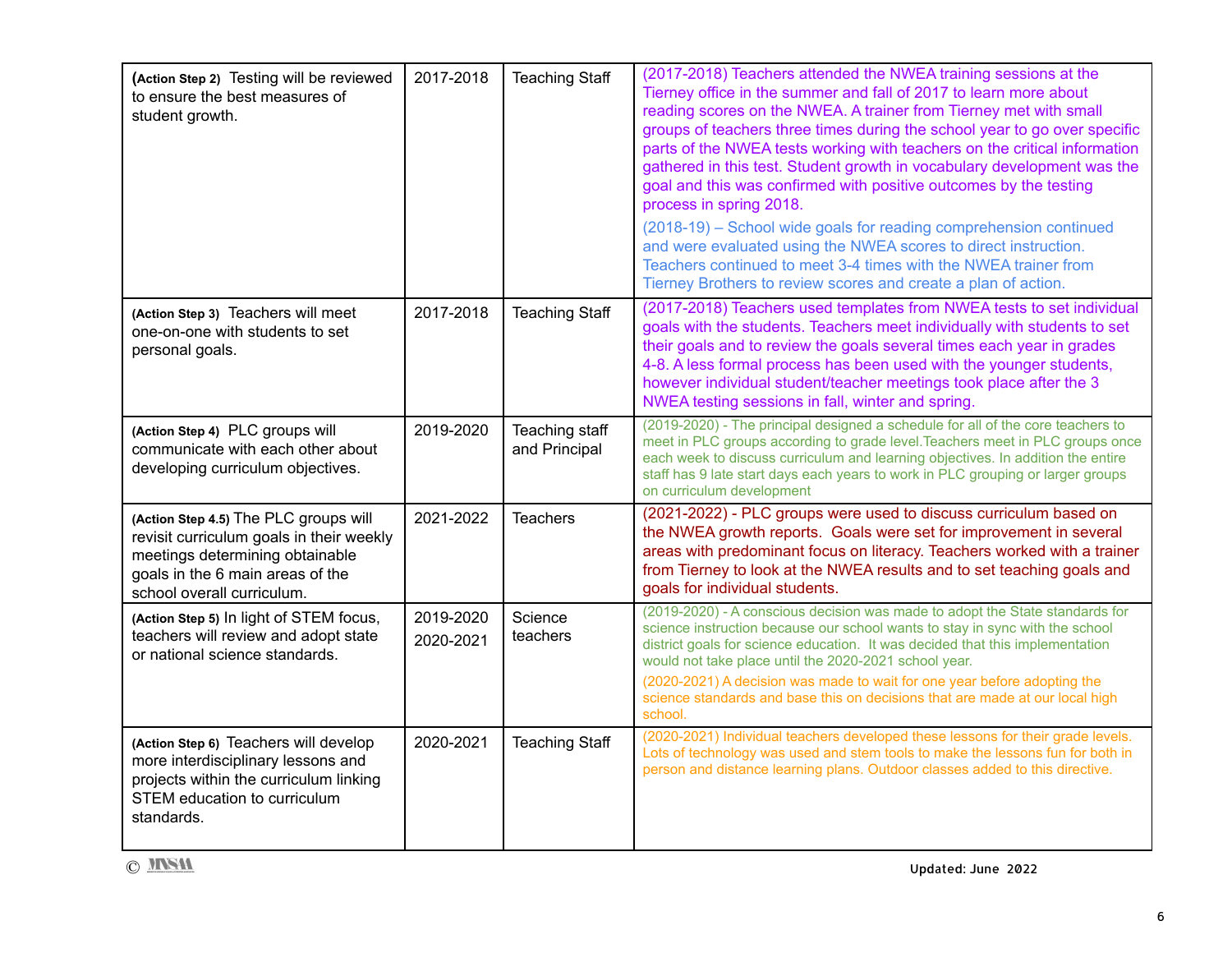| | | | |
|---|---|---|---|
| **(Action Step 2)** Testing will be reviewed to ensure the best measures of student growth. | 2017-2018 | Teaching Staff | (2017-2018) Teachers attended the NWEA training sessions at the Tierney office in the summer and fall of 2017 to learn more about reading scores on the NWEA. A trainer from Tierney met with small groups of teachers three times during the school year to go over specific parts of the NWEA tests working with teachers on the critical information gathered in this test. Student growth in vocabulary development was the goal and this was confirmed with positive outcomes by the testing process in spring 2018.<br><br>(2018-19) – School wide goals for reading comprehension continued and were evaluated using the NWEA scores to direct instruction. Teachers continued to meet 3-4 times with the NWEA trainer from Tierney Brothers to review scores and create a plan of action. |
| **(Action Step 3)** Teachers will meet one-on-one with students to set personal goals. | 2017-2018 | Teaching Staff | (2017-2018) Teachers used templates from NWEA tests to set individual goals with the students. Teachers meet individually with students to set their goals and to review the goals several times each year in grades 4-8. A less formal process has been used with the younger students, however individual student/teacher meetings took place after the 3 NWEA testing sessions in fall, winter and spring. |
| **(Action Step 4)** PLC groups will communicate with each other about developing curriculum objectives. | 2019-2020 | Teaching staff and Principal | (2019-2020) - The principal designed a schedule for all of the core teachers to meet in PLC groups according to grade level.Teachers meet in PLC groups once each week to discuss curriculum and learning objectives. In addition the entire staff has 9 late start days each years to work in PLC grouping or larger groups on curriculum development |
| **(Action Step 4.5)** The PLC groups will revisit curriculum goals in their weekly meetings determining obtainable goals in the 6 main areas of the school overall curriculum. | 2021-2022 | Teachers | (2021-2022) - PLC groups were used to discuss curriculum based on the NWEA growth reports. Goals were set for improvement in several areas with predominant focus on literacy. Teachers worked with a trainer from Tierney to look at the NWEA results and to set teaching goals and goals for individual students. |
| **(Action Step 5)** In light of STEM focus, teachers will review and adopt state or national science standards. | 2019-2020<br>2020-2021 | Science teachers | (2019-2020) - A conscious decision was made to adopt the State standards for science instruction because our school wants to stay in sync with the school district goals for science education. It was decided that this implementation would not take place until the 2020-2021 school year.<br><br>(2020-2021) A decision was made to wait for one year before adopting the science standards and base this on decisions that are made at our local high school. |
| **(Action Step 6)** Teachers will develop more interdisciplinary lessons and projects within the curriculum linking STEM education to curriculum standards. | 2020-2021 | Teaching Staff | (2020-2021) Individual teachers developed these lessons for their grade levels. Lots of technology was used and stem tools to make the lessons fun for both in person and distance learning plans. Outdoor classes added to this directive. |

© MNSM

Updated: June 2022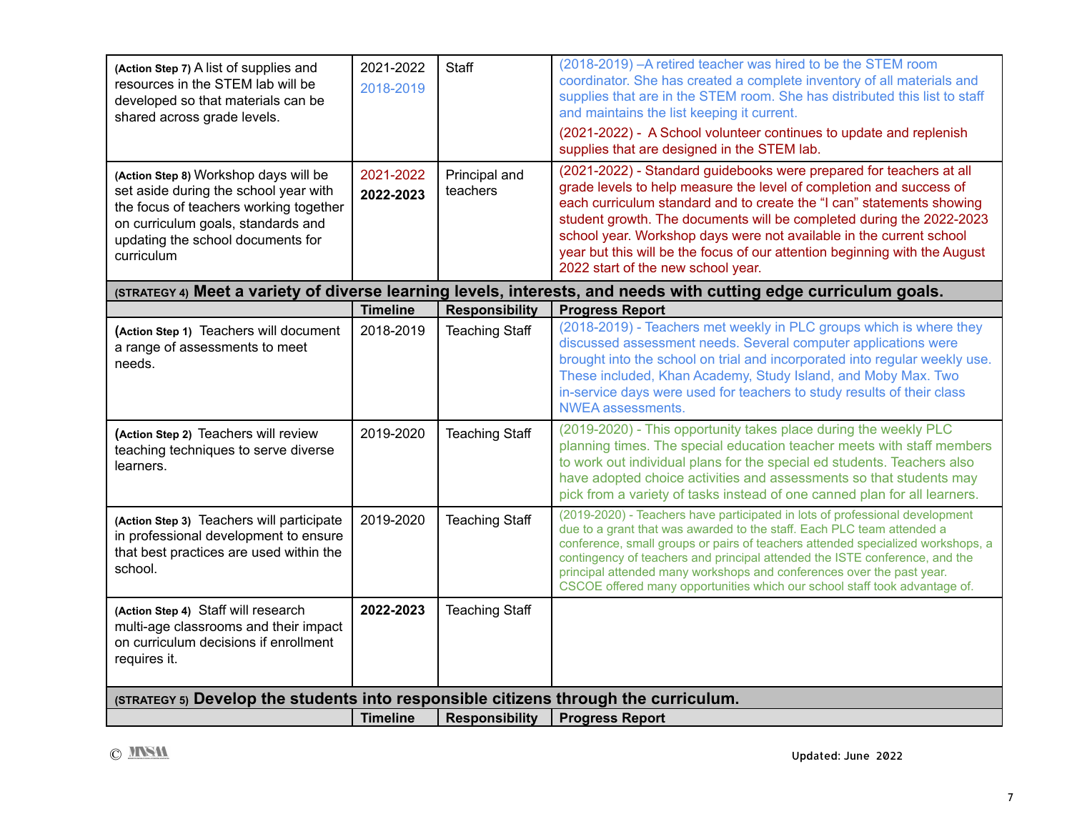| | | | |
|---|---|---|---|
| **(Action Step 7)** A list of supplies and resources in the STEM lab will be developed so that materials can be shared across grade levels. | 2021-2022<br>2018-2019 | Staff | (2018-2019) –A retired teacher was hired to be the STEM room coordinator. She has created a complete inventory of all materials and supplies that are in the STEM room. She has distributed this list to staff and maintains the list keeping it current.<br>(2021-2022) - A School volunteer continues to update and replenish supplies that are designed in the STEM lab. |
| **(Action Step 8)** Workshop days will be set aside during the school year with the focus of teachers working together on curriculum goals, standards and updating the school documents for curriculum | 2021-2022<br>**2022-2023** | Principal and teachers | (2021-2022) - Standard guidebooks were prepared for teachers at all grade levels to help measure the level of completion and success of each curriculum standard and to create the "I can" statements showing student growth. The documents will be completed during the 2022-2023 school year. Workshop days were not available in the current school year but this will be the focus of our attention beginning with the August 2022 start of the new school year. |
| **(STRATEGY 4) Meet a variety of diverse learning levels, interests, and needs with cutting edge curriculum goals.** | | | |
| | **Timeline** | **Responsibility** | **Progress Report** |
| **(Action Step 1)** Teachers will document a range of assessments to meet needs. | 2018-2019 | Teaching Staff | (2018-2019) - Teachers met weekly in PLC groups which is where they discussed assessment needs. Several computer applications were brought into the school on trial and incorporated into regular weekly use. These included, Khan Academy, Study Island, and Moby Max. Two in-service days were used for teachers to study results of their class NWEA assessments. |
| **(Action Step 2)** Teachers will review teaching techniques to serve diverse learners. | 2019-2020 | Teaching Staff | (2019-2020) - This opportunity takes place during the weekly PLC planning times. The special education teacher meets with staff members to work out individual plans for the special ed students. Teachers also have adopted choice activities and assessments so that students may pick from a variety of tasks instead of one canned plan for all learners. |
| **(Action Step 3)** Teachers will participate in professional development to ensure that best practices are used within the school. | 2019-2020 | Teaching Staff | (2019-2020) - Teachers have participated in lots of professional development due to a grant that was awarded to the staff. Each PLC team attended a conference, small groups or pairs of teachers attended specialized workshops, a contingency of teachers and principal attended the ISTE conference, and the principal attended many workshops and conferences over the past year. CSCOE offered many opportunities which our school staff took advantage of. |
| **(Action Step 4)** Staff will research multi-age classrooms and their impact on curriculum decisions if enrollment requires it. | **2022-2023** | Teaching Staff | |
| **(STRATEGY 5) Develop the students into responsible citizens through the curriculum.** | | | |
| | **Timeline** | **Responsibility** | **Progress Report** |

© MNSM

Updated: June 2022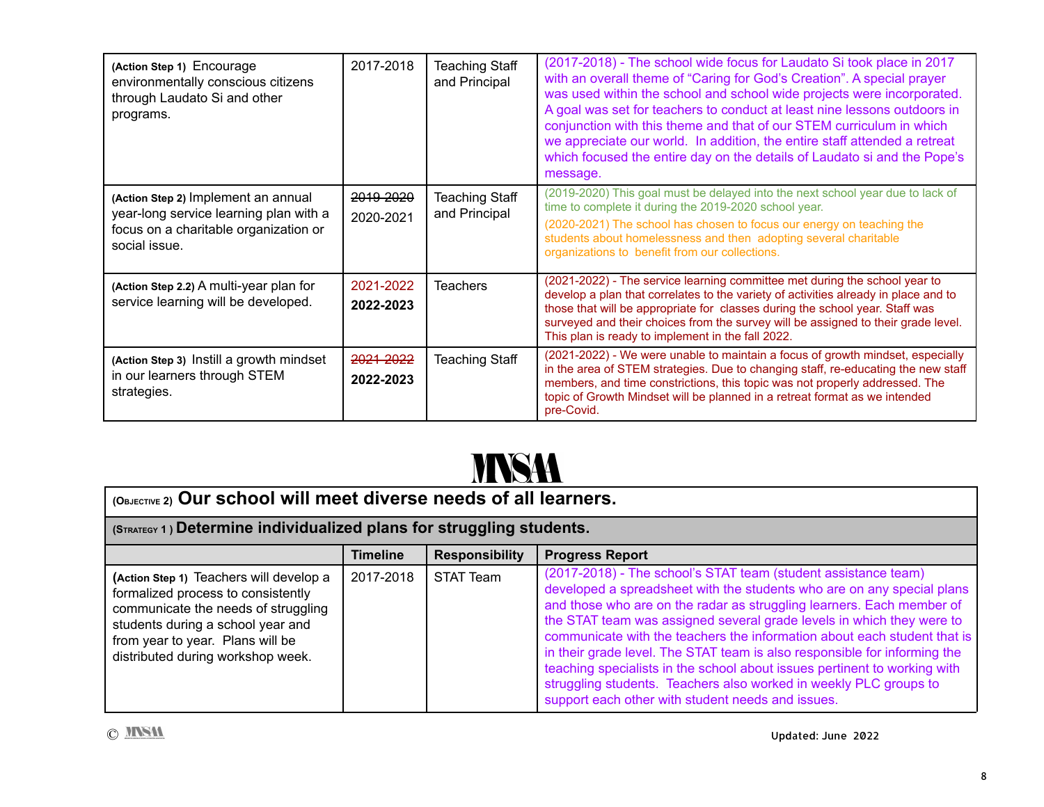| | | | |
|---|---|---|---|
| (Action Step 1) Encourage environmentally conscious citizens through Laudato Si and other programs. | 2017-2018 | Teaching Staff and Principal | (2017-2018) - The school wide focus for Laudato Si took place in 2017 with an overall theme of "Caring for God's Creation". A special prayer was used within the school and school wide projects were incorporated. A goal was set for teachers to conduct at least nine lessons outdoors in conjunction with this theme and that of our STEM curriculum in which we appreciate our world. In addition, the entire staff attended a retreat which focused the entire day on the details of Laudato si and the Pope's message. |
| (Action Step 2) Implement an annual year-long service learning plan with a focus on a charitable organization or social issue. | ~~2019-2020~~ 2020-2021 | Teaching Staff and Principal | (2019-2020) This goal must be delayed into the next school year due to lack of time to complete it during the 2019-2020 school year. (2020-2021) The school has chosen to focus our energy on teaching the students about homelessness and then adopting several charitable organizations to benefit from our collections. |
| (Action Step 2.2) A multi-year plan for service learning will be developed. | 2021-2022 **2022-2023** | Teachers | (2021-2022) - The service learning committee met during the school year to develop a plan that correlates to the variety of activities already in place and to those that will be appropriate for classes during the school year. Staff was surveyed and their choices from the survey will be assigned to their grade level. This plan is ready to implement in the fall 2022. |
| (Action Step 3) Instill a growth mindset in our learners through STEM strategies. | ~~2021-2022~~ **2022-2023** | Teaching Staff | (2021-2022) - We were unable to maintain a focus of growth mindset, especially in the area of STEM strategies. Due to changing staff, re-educating the new staff members, and time constrictions, this topic was not properly addressed. The topic of Growth Mindset will be planned in a retreat format as we intended pre-Covid. |

MNSAA

| (OBJECTIVE 2) **Our school will meet diverse needs of all learners.** | | | |
|---|---|---|---|
| (STRATEGY 1) **Determine individualized plans for struggling students.** | | | |
| | **Timeline** | **Responsibility** | **Progress Report** |
| (Action Step 1) Teachers will develop a formalized process to consistently communicate the needs of struggling students during a school year and from year to year. Plans will be distributed during workshop week. | 2017-2018 | STAT Team | (2017-2018) - The school's STAT team (student assistance team) developed a spreadsheet with the students who are on any special plans and those who are on the radar as struggling learners. Each member of the STAT team was assigned several grade levels in which they were to communicate with the teachers the information about each student that is in their grade level. The STAT team is also responsible for informing the teaching specialists in the school about issues pertinent to working with struggling students. Teachers also worked in weekly PLC groups to support each other with student needs and issues. |

© MNSAA

Updated: June 2022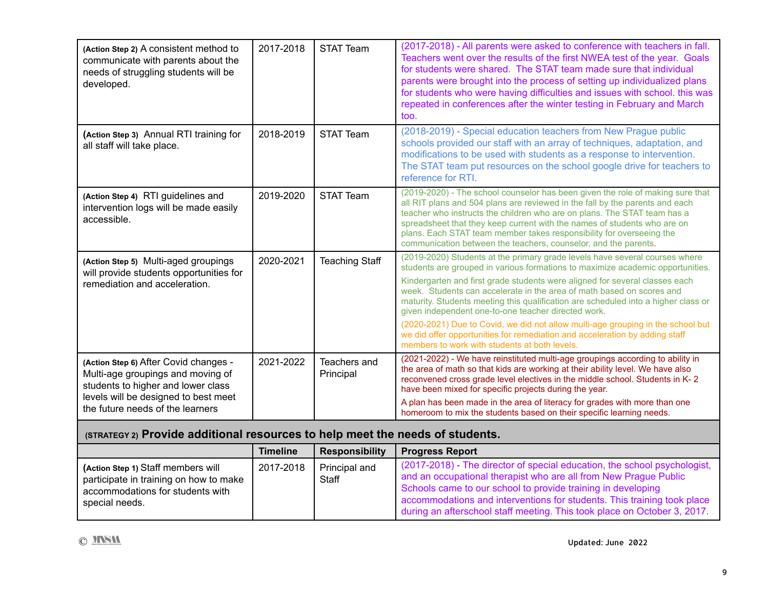| | | | |
|---|---|---|---|
| **(Action Step 2)** A consistent method to communicate with parents about the needs of struggling students will be developed. | 2017-2018 | STAT Team | (2017-2018) - All parents were asked to conference with teachers in fall. Teachers went over the results of the first NWEA test of the year. Goals for students were shared. The STAT team made sure that individual parents were brought into the process of setting up individualized plans for students who were having difficulties and issues with school. this was repeated in conferences after the winter testing in February and March too. |
| **(Action Step 3)** Annual RTI training for all staff will take place. | 2018-2019 | STAT Team | (2018-2019) - Special education teachers from New Prague public schools provided our staff with an array of techniques, adaptation, and modifications to be used with students as a response to intervention. The STAT team put resources on the school google drive for teachers to reference for RTI. |
| **(Action Step 4)** RTI guidelines and intervention logs will be made easily accessible. | 2019-2020 | STAT Team | (2019-2020) - The school counselor has been given the role of making sure that all RIT plans and 504 plans are reviewed in the fall by the parents and each teacher who instructs the children who are on plans. The STAT team has a spreadsheet that they keep current with the names of students who are on plans. Each STAT team member takes responsibility for overseeing the communication between the teachers, counselor, and the parents. |
| **(Action Step 5)** Multi-aged groupings will provide students opportunities for remediation and acceleration. | 2020-2021 | Teaching Staff | (2019-2020) Students at the primary grade levels have several courses where students are grouped in various formations to maximize academic opportunities.<br><br>Kindergarten and first grade students were aligned for several classes each week. Students can accelerate in the area of math based on scores and maturity. Students meeting this qualification are scheduled into a higher class or given independent one-to-one teacher directed work.<br><br>(2020-2021) Due to Covid, we did not allow multi-age grouping in the school but we did offer opportunities for remediation and acceleration by adding staff members to work with students at both levels. |
| **(Action Step 6)** After Covid changes - Multi-age groupings and moving of students to higher and lower class levels will be designed to best meet the future needs of the learners | 2021-2022 | Teachers and Principal | (2021-2022) - We have reinstituted multi-age groupings according to ability in the area of math so that kids are working at their ability level. We have also reconvened cross grade level electives in the middle school. Students in K- 2 have been mixed for specific projects during the year.<br><br>A plan has been made in the area of literacy for grades with more than one homeroom to mix the students based on their specific learning needs. |
| **(STRATEGY 2) Provide additional resources to help meet the needs of students.** | | | |
| | **Timeline** | **Responsibility** | **Progress Report** |
| **(Action Step 1)** Staff members will participate in training on how to make accommodations for students with special needs. | 2017-2018 | Principal and Staff | (2017-2018) - The director of special education, the school psychologist, and an occupational therapist who are all from New Prague Public Schools came to our school to provide training in developing accommodations and interventions for students. This training took place during an afterschool staff meeting. This took place on October 3, 2017. |

© MNSAA

Updated: June 2022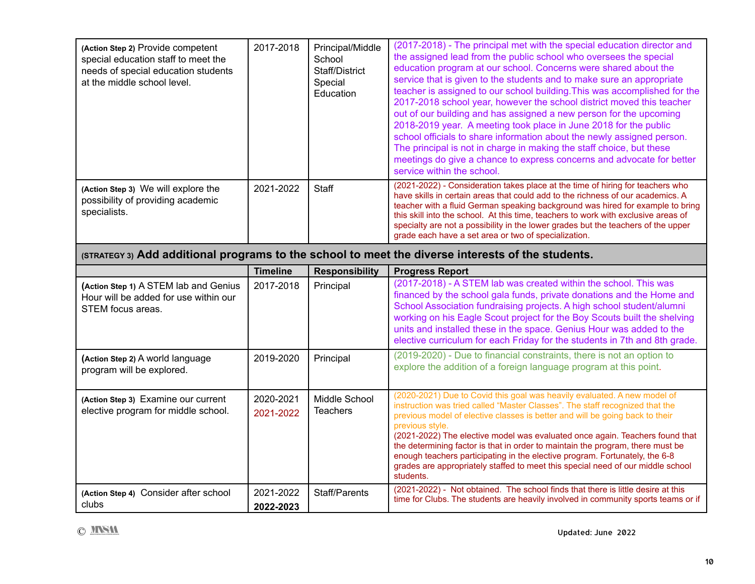| | Timeline | Responsibility | Progress Report |
|---|---|---|---|
| **(Action Step 2)** Provide competent special education staff to meet the needs of special education students at the middle school level. | 2017-2018 | Principal/Middle School Staff/District Special Education | (2017-2018) - The principal met with the special education director and the assigned lead from the public school who oversees the special education program at our school. Concerns were shared about the service that is given to the students and to make sure an appropriate teacher is assigned to our school building.This was accomplished for the 2017-2018 school year, however the school district moved this teacher out of our building and has assigned a new person for the upcoming 2018-2019 year. A meeting took place in June 2018 for the public school officials to share information about the newly assigned person. The principal is not in charge in making the staff choice, but these meetings do give a chance to express concerns and advocate for better service within the school. |
| **(Action Step 3)** We will explore the possibility of providing academic specialists. | 2021-2022 | Staff | (2021-2022) - Consideration takes place at the time of hiring for teachers who have skills in certain areas that could add to the richness of our academics. A teacher with a fluid German speaking background was hired for example to bring this skill into the school. At this time, teachers to work with exclusive areas of specialty are not a possibility in the lower grades but the teachers of the upper grade each have a set area or two of specialization. |
| **(STRATEGY 3) Add additional programs to the school to meet the diverse interests of the students.** | | | |
| | **Timeline** | **Responsibility** | **Progress Report** |
| **(Action Step 1)** A STEM lab and Genius Hour will be added for use within our STEM focus areas. | 2017-2018 | Principal | (2017-2018) - A STEM lab was created within the school. This was financed by the school gala funds, private donations and the Home and School Association fundraising projects. A high school student/alumni working on his Eagle Scout project for the Boy Scouts built the shelving units and installed these in the space. Genius Hour was added to the elective curriculum for each Friday for the students in 7th and 8th grade. |
| **(Action Step 2)** A world language program will be explored. | 2019-2020 | Principal | (2019-2020) - Due to financial constraints, there is not an option to explore the addition of a foreign language program at this point. |
| **(Action Step 3)** Examine our current elective program for middle school. | 2020-2021<br>2021-2022 | Middle School Teachers | (2020-2021) Due to Covid this goal was heavily evaluated. A new model of instruction was tried called "Master Classes". The staff recognized that the previous model of elective classes is better and will be going back to their previous style.<br>(2021-2022) The elective model was evaluated once again. Teachers found that the determining factor is that in order to maintain the program, there must be enough teachers participating in the elective program. Fortunately, the 6-8 grades are appropriately staffed to meet this special need of our middle school students. |
| **(Action Step 4)** Consider after school clubs | 2021-2022<br>**2022-2023** | Staff/Parents | (2021-2022) - Not obtained. The school finds that there is little desire at this time for Clubs. The students are heavily involved in community sports teams or if |

Updated: June 2022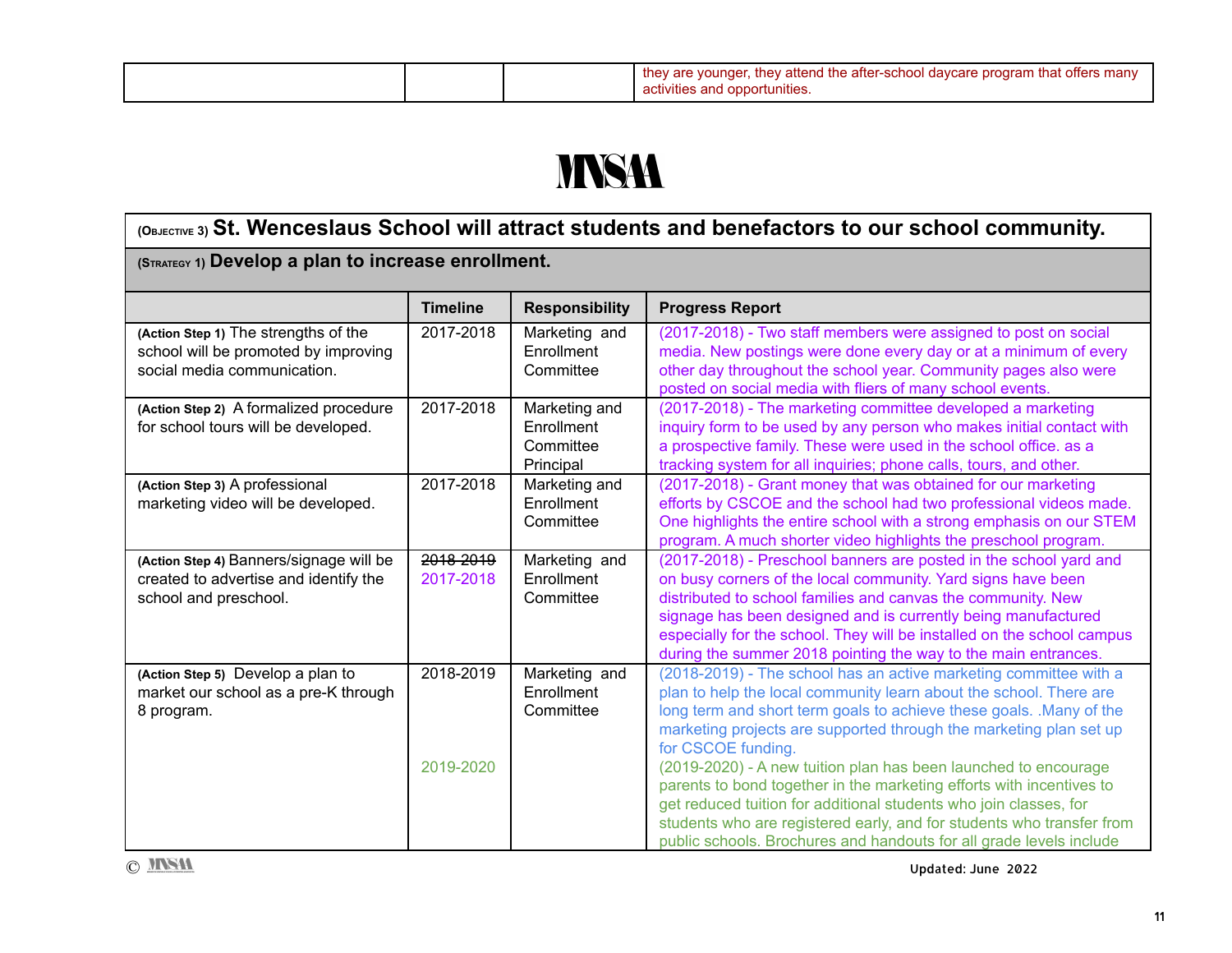| | | | they are younger, they attend the after-school daycare program that offers many activities and opportunities. |
|---|---|---|---|

MNSAA

| (OBJECTIVE 3) **St. Wenceslaus School will attract students and benefactors to our school community.** | | | |
|---|---|---|---|
| (STRATEGY 1) **Develop a plan to increase enrollment.** | | | |
| | **Timeline** | **Responsibility** | **Progress Report** |
| **(Action Step 1)** The strengths of the school will be promoted by improving social media communication. | 2017-2018 | Marketing and Enrollment Committee | (2017-2018) - Two staff members were assigned to post on social media. New postings were done every day or at a minimum of every other day throughout the school year. Community pages also were posted on social media with fliers of many school events. |
| **(Action Step 2)** A formalized procedure for school tours will be developed. | 2017-2018 | Marketing and Enrollment Committee Principal | (2017-2018) - The marketing committee developed a marketing inquiry form to be used by any person who makes initial contact with a prospective family. These were used in the school office. as a tracking system for all inquiries; phone calls, tours, and other. |
| **(Action Step 3)** A professional marketing video will be developed. | 2017-2018 | Marketing and Enrollment Committee | (2017-2018) - Grant money that was obtained for our marketing efforts by CSCOE and the school had two professional videos made. One highlights the entire school with a strong emphasis on our STEM program. A much shorter video highlights the preschool program. |
| **(Action Step 4)** Banners/signage will be created to advertise and identify the school and preschool. | ~~2018-2019~~ 2017-2018 | Marketing and Enrollment Committee | (2017-2018) - Preschool banners are posted in the school yard and on busy corners of the local community. Yard signs have been distributed to school families and canvas the community. New signage has been designed and is currently being manufactured especially for the school. They will be installed on the school campus during the summer 2018 pointing the way to the main entrances. |
| **(Action Step 5)** Develop a plan to market our school as a pre-K through 8 program. | 2018-2019<br><br>2019-2020 | Marketing and Enrollment Committee | (2018-2019) - The school has an active marketing committee with a plan to help the local community learn about the school. There are long term and short term goals to achieve these goals. .Many of the marketing projects are supported through the marketing plan set up for CSCOE funding.<br>(2019-2020) - A new tuition plan has been launched to encourage parents to bond together in the marketing efforts with incentives to get reduced tuition for additional students who join classes, for students who are registered early, and for students who transfer from public schools. Brochures and handouts for all grade levels include |

© MNSAA Updated: June 2022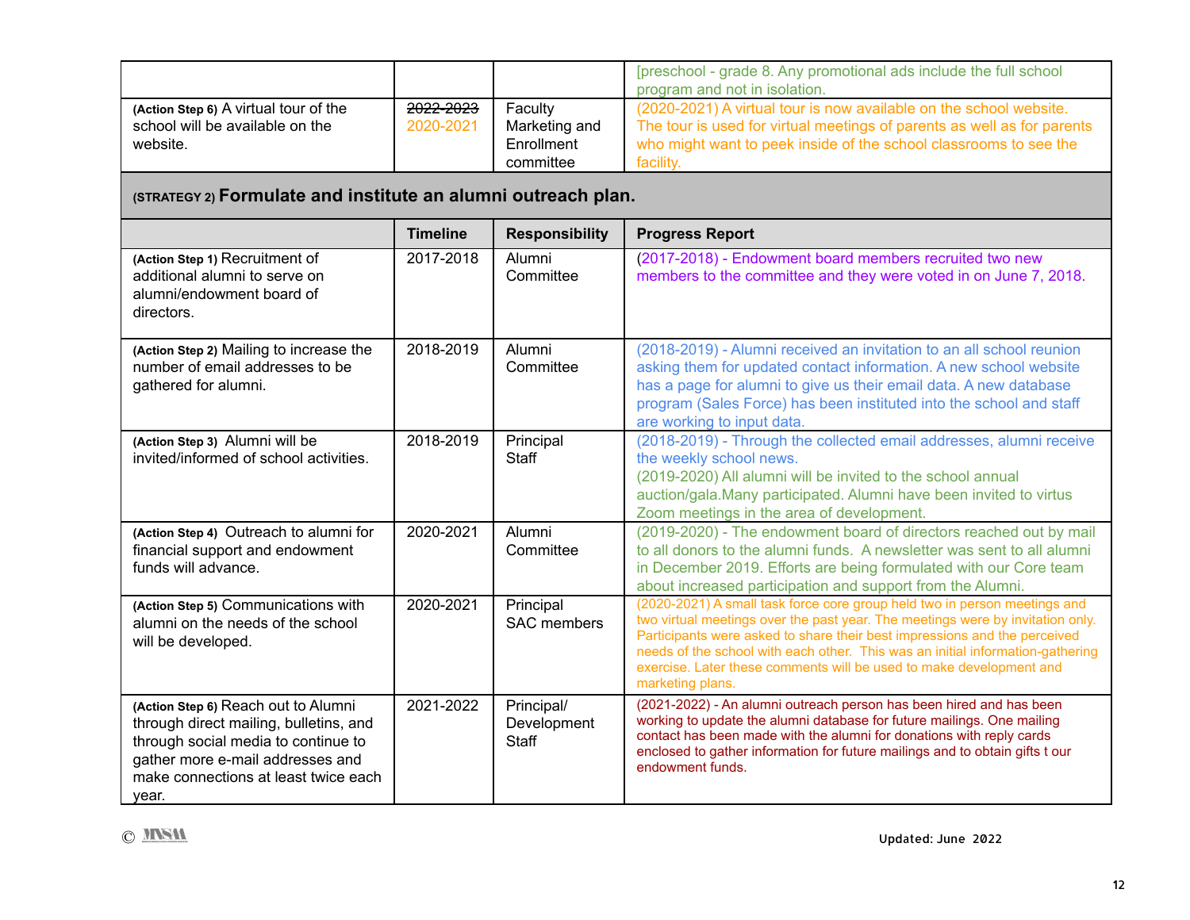| | | | [preschool - grade 8. Any promotional ads include the full school program and not in isolation. |
|---|---|---|---|
| **(Action Step 6)** A virtual tour of the school will be available on the website. | ~~2022-2023~~ 2020-2021 | Faculty Marketing and Enrollment committee | (2020-2021) A virtual tour is now available on the school website. The tour is used for virtual meetings of parents as well as for parents who might want to peek inside of the school classrooms to see the facility. |

## (STRATEGY 2) Formulate and institute an alumni outreach plan.

| | Timeline | Responsibility | Progress Report |
|---|---|---|---|
| **(Action Step 1)** Recruitment of additional alumni to serve on alumni/endowment board of directors. | 2017-2018 | Alumni Committee | (2017-2018) - Endowment board members recruited two new members to the committee and they were voted in on June 7, 2018. |
| **(Action Step 2)** Mailing to increase the number of email addresses to be gathered for alumni. | 2018-2019 | Alumni Committee | (2018-2019) - Alumni received an invitation to an all school reunion asking them for updated contact information. A new school website has a page for alumni to give us their email data. A new database program (Sales Force) has been instituted into the school and staff are working to input data. |
| **(Action Step 3)** Alumni will be invited/informed of school activities. | 2018-2019 | Principal Staff | (2018-2019) - Through the collected email addresses, alumni receive the weekly school news.<br>(2019-2020) All alumni will be invited to the school annual auction/gala.Many participated. Alumni have been invited to virtus Zoom meetings in the area of development. |
| **(Action Step 4)** Outreach to alumni for financial support and endowment funds will advance. | 2020-2021 | Alumni Committee | (2019-2020) - The endowment board of directors reached out by mail to all donors to the alumni funds. A newsletter was sent to all alumni in December 2019. Efforts are being formulated with our Core team about increased participation and support from the Alumni. |
| **(Action Step 5)** Communications with alumni on the needs of the school will be developed. | 2020-2021 | Principal SAC members | (2020-2021) A small task force core group held two in person meetings and two virtual meetings over the past year. The meetings were by invitation only. Participants were asked to share their best impressions and the perceived needs of the school with each other. This was an initial information-gathering exercise. Later these comments will be used to make development and marketing plans. |
| **(Action Step 6)** Reach out to Alumni through direct mailing, bulletins, and through social media to continue to gather more e-mail addresses and make connections at least twice each year. | 2021-2022 | Principal/ Development Staff | (2021-2022) - An alumni outreach person has been hired and has been working to update the alumni database for future mailings. One mailing contact has been made with the alumni for donations with reply cards enclosed to gather information for future mailings and to obtain gifts t our endowment funds. |

© MNSM

Updated: June 2022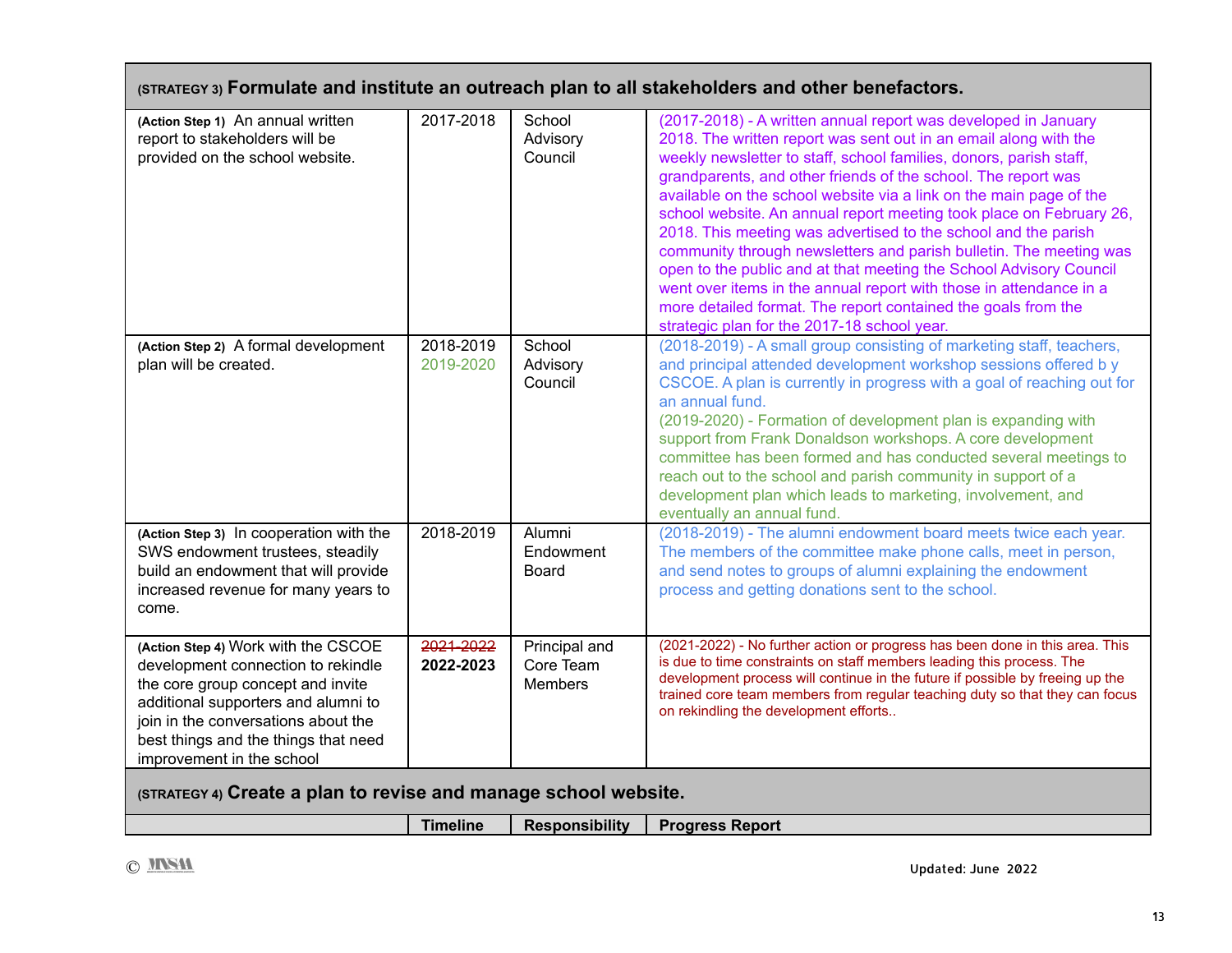| (STRATEGY 3) **Formulate and institute an outreach plan to all stakeholders and other benefactors.** | | | |
|---|---|---|---|
| **(Action Step 1)** An annual written report to stakeholders will be provided on the school website. | 2017-2018 | School Advisory Council | (2017-2018) - A written annual report was developed in January 2018. The written report was sent out in an email along with the weekly newsletter to staff, school families, donors, parish staff, grandparents, and other friends of the school. The report was available on the school website via a link on the main page of the school website. An annual report meeting took place on February 26, 2018. This meeting was advertised to the school and the parish community through newsletters and parish bulletin. The meeting was open to the public and at that meeting the School Advisory Council went over items in the annual report with those in attendance in a more detailed format. The report contained the goals from the strategic plan for the 2017-18 school year. |
| **(Action Step 2)** A formal development plan will be created. | 2018-2019<br>2019-2020 | School Advisory Council | (2018-2019) - A small group consisting of marketing staff, teachers, and principal attended development workshop sessions offered b y CSCOE. A plan is currently in progress with a goal of reaching out for an annual fund.<br>(2019-2020) - Formation of development plan is expanding with support from Frank Donaldson workshops. A core development committee has been formed and has conducted several meetings to reach out to the school and parish community in support of a development plan which leads to marketing, involvement, and eventually an annual fund. |
| **(Action Step 3)** In cooperation with the SWS endowment trustees, steadily build an endowment that will provide increased revenue for many years to come. | 2018-2019 | Alumni Endowment Board | (2018-2019) - The alumni endowment board meets twice each year. The members of the committee make phone calls, meet in person, and send notes to groups of alumni explaining the endowment process and getting donations sent to the school. |
| **(Action Step 4)** Work with the CSCOE development connection to rekindle the core group concept and invite additional supporters and alumni to join in the conversations about the best things and the things that need improvement in the school | ~~2021-2022~~<br>**2022-2023** | Principal and Core Team Members | (2021-2022) - No further action or progress has been done in this area. This is due to time constraints on staff members leading this process. The development process will continue in the future if possible by freeing up the trained core team members from regular teaching duty so that they can focus on rekindling the development efforts.. |
| (STRATEGY 4) **Create a plan to revise and manage school website.** | | | |
| | **Timeline** | **Responsibility** | **Progress Report** |

Updated: June 2022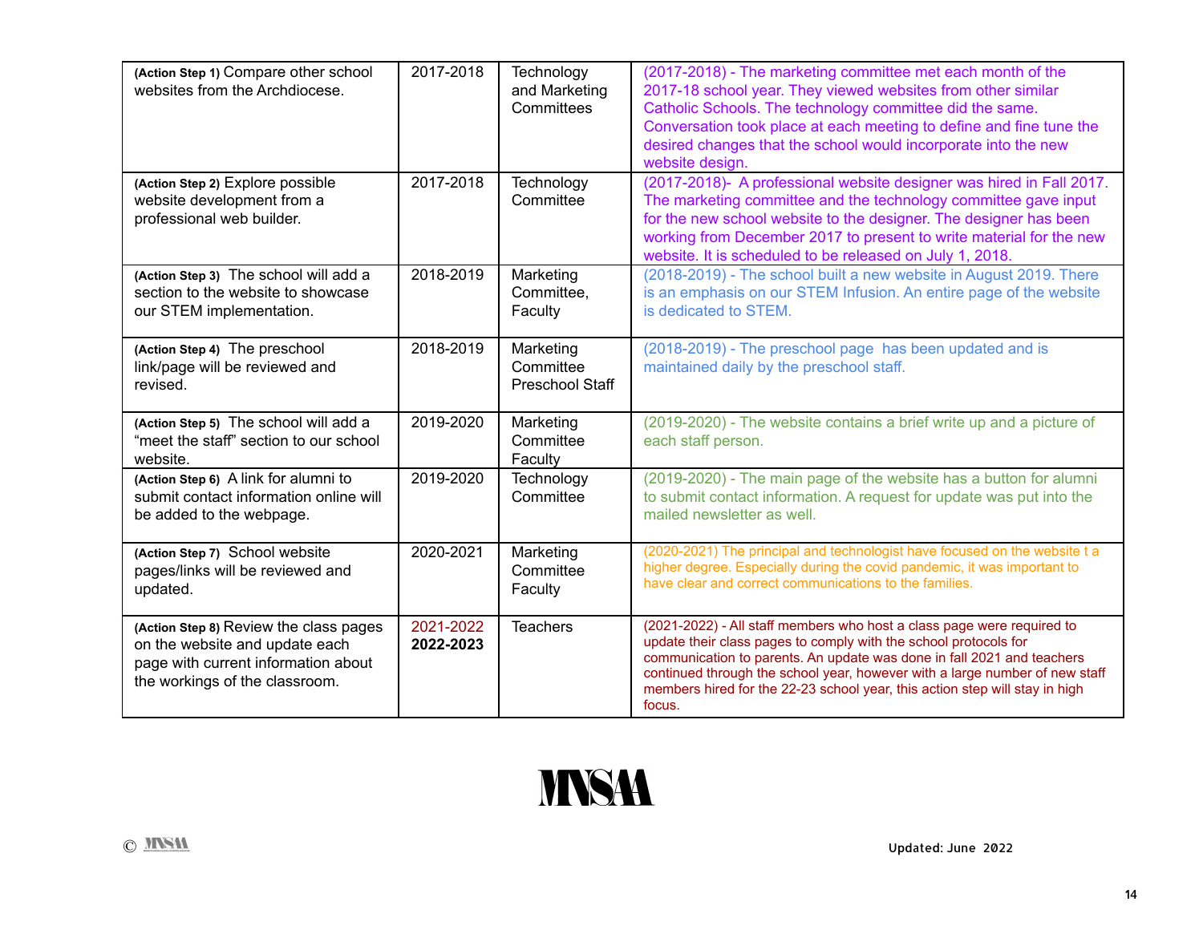| | | | |
|---|---|---|---|
| **(Action Step 1)** Compare other school websites from the Archdiocese. | 2017-2018 | Technology and Marketing Committees | (2017-2018) - The marketing committee met each month of the 2017-18 school year. They viewed websites from other similar Catholic Schools. The technology committee did the same. Conversation took place at each meeting to define and fine tune the desired changes that the school would incorporate into the new website design. |
| **(Action Step 2)** Explore possible website development from a professional web builder. | 2017-2018 | Technology Committee | (2017-2018)- A professional website designer was hired in Fall 2017. The marketing committee and the technology committee gave input for the new school website to the designer. The designer has been working from December 2017 to present to write material for the new website. It is scheduled to be released on July 1, 2018. |
| **(Action Step 3)** The school will add a section to the website to showcase our STEM implementation. | 2018-2019 | Marketing Committee, Faculty | (2018-2019) - The school built a new website in August 2019. There is an emphasis on our STEM Infusion. An entire page of the website is dedicated to STEM. |
| **(Action Step 4)** The preschool link/page will be reviewed and revised. | 2018-2019 | Marketing Committee Preschool Staff | (2018-2019) - The preschool page has been updated and is maintained daily by the preschool staff. |
| **(Action Step 5)** The school will add a "meet the staff" section to our school website. | 2019-2020 | Marketing Committee Faculty | (2019-2020) - The website contains a brief write up and a picture of each staff person. |
| **(Action Step 6)** A link for alumni to submit contact information online will be added to the webpage. | 2019-2020 | Technology Committee | (2019-2020) - The main page of the website has a button for alumni to submit contact information. A request for update was put into the mailed newsletter as well. |
| **(Action Step 7)** School website pages/links will be reviewed and updated. | 2020-2021 | Marketing Committee Faculty | (2020-2021) The principal and technologist have focused on the website t a higher degree. Especially during the covid pandemic, it was important to have clear and correct communications to the families. |
| **(Action Step 8)** Review the class pages on the website and update each page with current information about the workings of the classroom. | 2021-2022 **2022-2023** | Teachers | (2021-2022) - All staff members who host a class page were required to update their class pages to comply with the school protocols for communication to parents. An update was done in fall 2021 and teachers continued through the school year, however with a large number of new staff members hired for the 22-23 school year, this action step will stay in high focus. |

MNSAA

© MNSAA

Updated: June 2022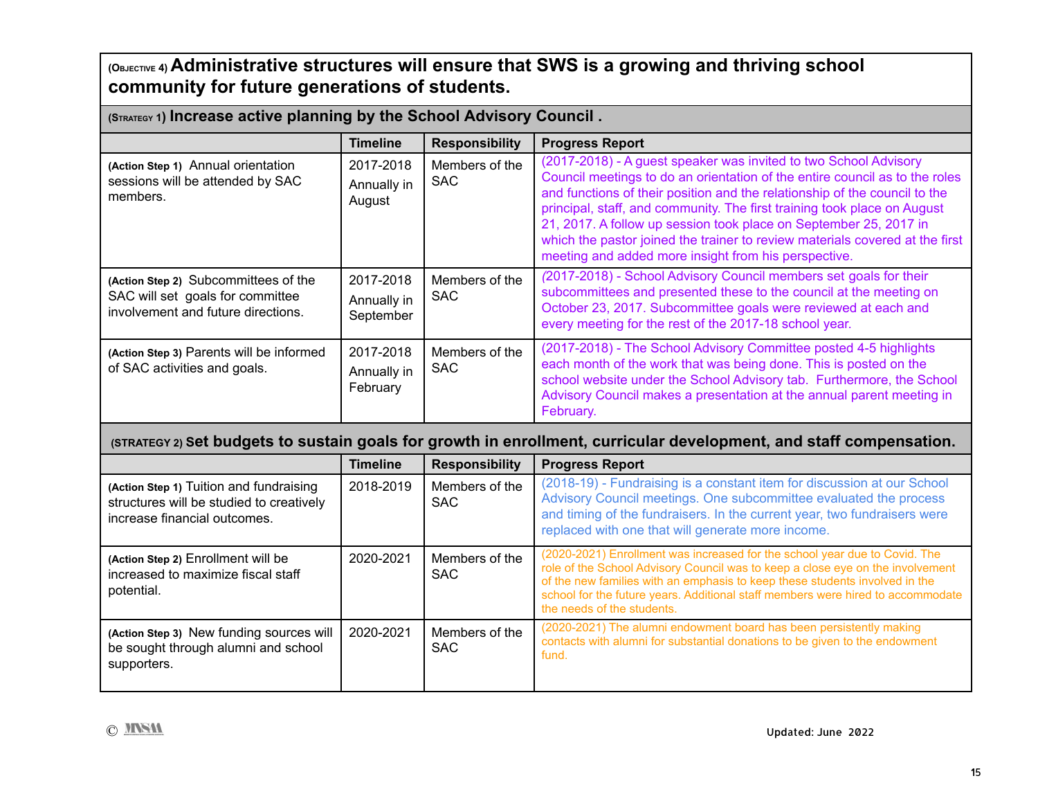## (Objective 4) Administrative structures will ensure that SWS is a growing and thriving school community for future generations of students.

### (Strategy 1) Increase active planning by the School Advisory Council .

| | Timeline | Responsibility | Progress Report |
|---|---|---|---|
| **(Action Step 1)** Annual orientation sessions will be attended by SAC members. | 2017-2018 Annually in August | Members of the SAC | (2017-2018) - A guest speaker was invited to two School Advisory Council meetings to do an orientation of the entire council as to the roles and functions of their position and the relationship of the council to the principal, staff, and community. The first training took place on August 21, 2017. A follow up session took place on September 25, 2017 in which the pastor joined the trainer to review materials covered at the first meeting and added more insight from his perspective. |
| **(Action Step 2)** Subcommittees of the SAC will set goals for committee involvement and future directions. | 2017-2018 Annually in September | Members of the SAC | (2017-2018) - School Advisory Council members set goals for their subcommittees and presented these to the council at the meeting on October 23, 2017. Subcommittee goals were reviewed at each and every meeting for the rest of the 2017-18 school year. |
| **(Action Step 3)** Parents will be informed of SAC activities and goals. | 2017-2018 Annually in February | Members of the SAC | (2017-2018) - The School Advisory Committee posted 4-5 highlights each month of the work that was being done. This is posted on the school website under the School Advisory tab. Furthermore, the School Advisory Council makes a presentation at the annual parent meeting in February. |

### (Strategy 2) Set budgets to sustain goals for growth in enrollment, curricular development, and staff compensation.

| | Timeline | Responsibility | Progress Report |
|---|---|---|---|
| **(Action Step 1)** Tuition and fundraising structures will be studied to creatively increase financial outcomes. | 2018-2019 | Members of the SAC | (2018-19) - Fundraising is a constant item for discussion at our School Advisory Council meetings. One subcommittee evaluated the process and timing of the fundraisers. In the current year, two fundraisers were replaced with one that will generate more income. |
| **(Action Step 2)** Enrollment will be increased to maximize fiscal staff potential. | 2020-2021 | Members of the SAC | (2020-2021) Enrollment was increased for the school year due to Covid. The role of the School Advisory Council was to keep a close eye on the involvement of the new families with an emphasis to keep these students involved in the school for the future years. Additional staff members were hired to accommodate the needs of the students. |
| **(Action Step 3)** New funding sources will be sought through alumni and school supporters. | 2020-2021 | Members of the SAC | (2020-2021) The alumni endowment board has been persistently making contacts with alumni for substantial donations to be given to the endowment fund. |

© MNSM

Updated: June 2022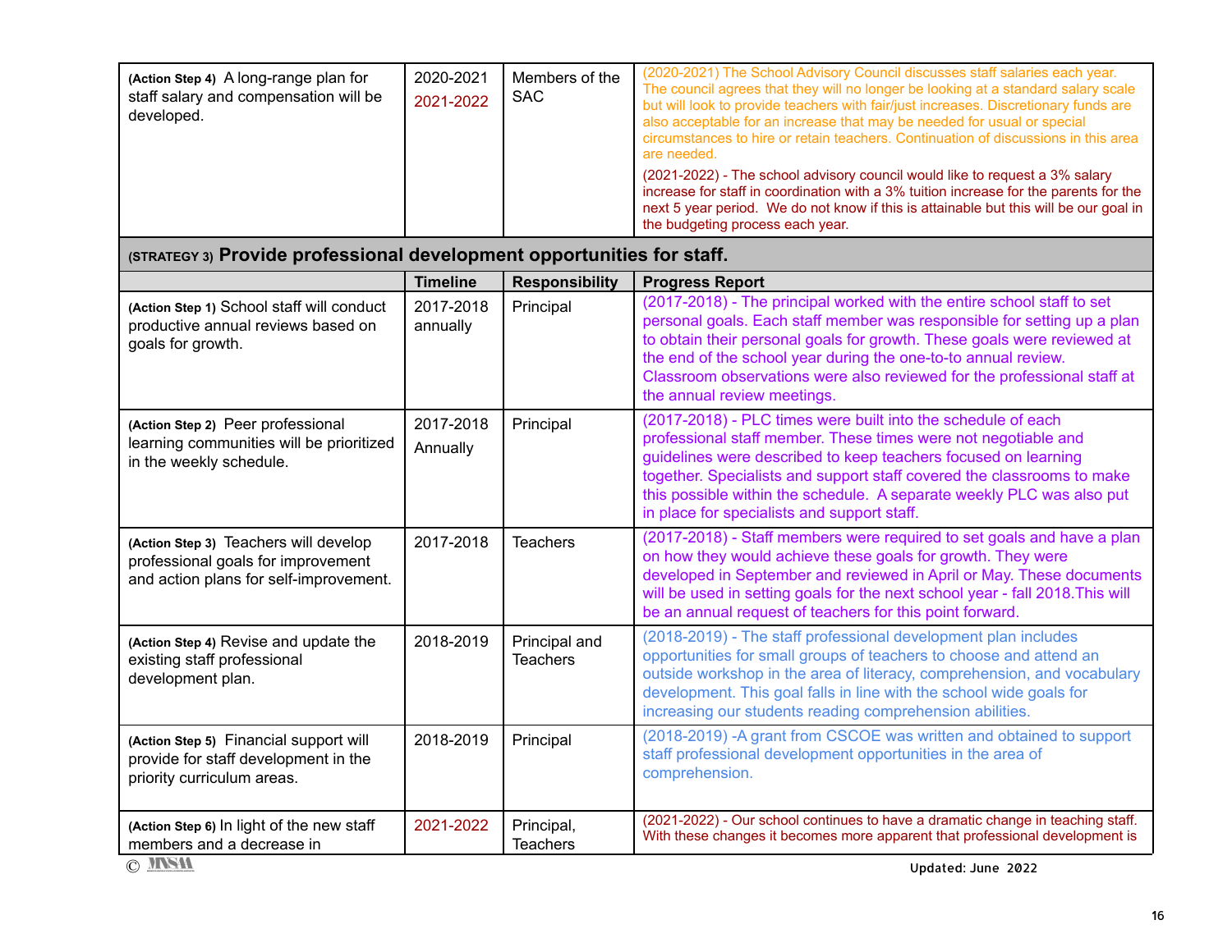| | | | |
|---|---|---|---|
| **(Action Step 4)** A long-range plan for staff salary and compensation will be developed. | 2020-2021 2021-2022 | Members of the SAC | (2020-2021) The School Advisory Council discusses staff salaries each year. The council agrees that they will no longer be looking at a standard salary scale but will look to provide teachers with fair/just increases. Discretionary funds are also acceptable for an increase that may be needed for usual or special circumstances to hire or retain teachers. Continuation of discussions in this area are needed. (2021-2022) - The school advisory council would like to request a 3% salary increase for staff in coordination with a 3% tuition increase for the parents for the next 5 year period. We do not know if this is attainable but this will be our goal in the budgeting process each year. |
| **(STRATEGY 3) Provide professional development opportunities for staff.** | | | |
| | **Timeline** | **Responsibility** | **Progress Report** |
| **(Action Step 1)** School staff will conduct productive annual reviews based on goals for growth. | 2017-2018 annually | Principal | (2017-2018) - The principal worked with the entire school staff to set personal goals. Each staff member was responsible for setting up a plan to obtain their personal goals for growth. These goals were reviewed at the end of the school year during the one-to-to annual review. Classroom observations were also reviewed for the professional staff at the annual review meetings. |
| **(Action Step 2)** Peer professional learning communities will be prioritized in the weekly schedule. | 2017-2018 Annually | Principal | (2017-2018) - PLC times were built into the schedule of each professional staff member. These times were not negotiable and guidelines were described to keep teachers focused on learning together. Specialists and support staff covered the classrooms to make this possible within the schedule. A separate weekly PLC was also put in place for specialists and support staff. |
| **(Action Step 3)** Teachers will develop professional goals for improvement and action plans for self-improvement. | 2017-2018 | Teachers | (2017-2018) - Staff members were required to set goals and have a plan on how they would achieve these goals for growth. They were developed in September and reviewed in April or May. These documents will be used in setting goals for the next school year - fall 2018.This will be an annual request of teachers for this point forward. |
| **(Action Step 4)** Revise and update the existing staff professional development plan. | 2018-2019 | Principal and Teachers | (2018-2019) - The staff professional development plan includes opportunities for small groups of teachers to choose and attend an outside workshop in the area of literacy, comprehension, and vocabulary development. This goal falls in line with the school wide goals for increasing our students reading comprehension abilities. |
| **(Action Step 5)** Financial support will provide for staff development in the priority curriculum areas. | 2018-2019 | Principal | (2018-2019) -A grant from CSCOE was written and obtained to support staff professional development opportunities in the area of comprehension. |
| **(Action Step 6)** In light of the new staff members and a decrease in | 2021-2022 | Principal, Teachers | (2021-2022) - Our school continues to have a dramatic change in teaching staff. With these changes it becomes more apparent that professional development is |

Updated: June 2022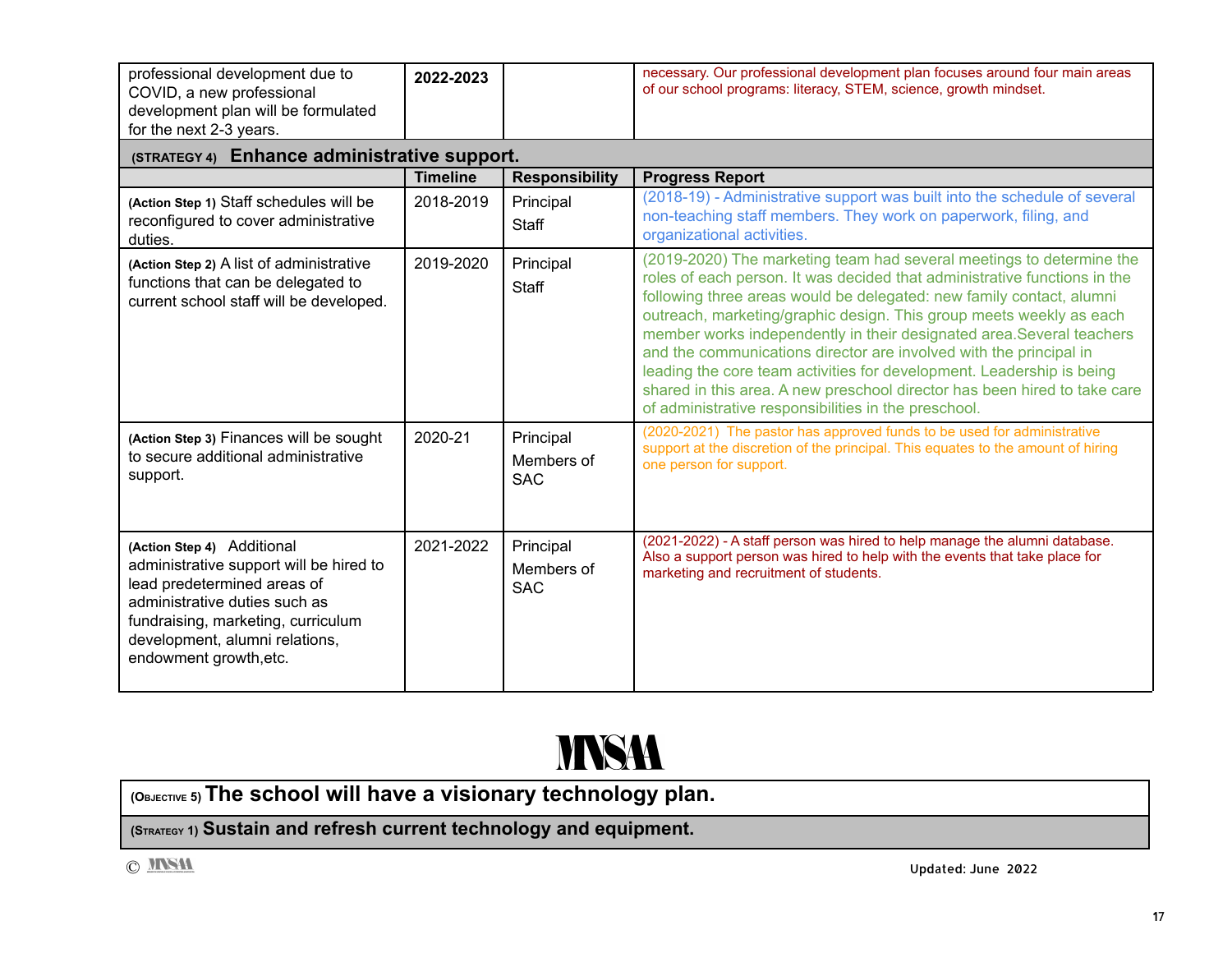| | | | |
|---|---|---|---|
| professional development due to COVID, a new professional development plan will be formulated for the next 2-3 years. | **2022-2023** | | necessary. Our professional development plan focuses around four main areas of our school programs: literacy, STEM, science, growth mindset. |
| **(STRATEGY 4) Enhance administrative support.** | | | |
| | **Timeline** | **Responsibility** | **Progress Report** |
| **(Action Step 1)** Staff schedules will be reconfigured to cover administrative duties. | 2018-2019 | Principal<br>Staff | (2018-19) - Administrative support was built into the schedule of several non-teaching staff members. They work on paperwork, filing, and organizational activities. |
| **(Action Step 2)** A list of administrative functions that can be delegated to current school staff will be developed. | 2019-2020 | Principal<br>Staff | (2019-2020) The marketing team had several meetings to determine the roles of each person. It was decided that administrative functions in the following three areas would be delegated: new family contact, alumni outreach, marketing/graphic design. This group meets weekly as each member works independently in their designated area.Several teachers and the communications director are involved with the principal in leading the core team activities for development. Leadership is being shared in this area. A new preschool director has been hired to take care of administrative responsibilities in the preschool. |
| **(Action Step 3)** Finances will be sought to secure additional administrative support. | 2020-21 | Principal<br>Members of SAC | (2020-2021) The pastor has approved funds to be used for administrative support at the discretion of the principal. This equates to the amount of hiring one person for support. |
| **(Action Step 4)** Additional administrative support will be hired to lead predetermined areas of administrative duties such as fundraising, marketing, curriculum development, alumni relations, endowment growth,etc. | 2021-2022 | Principal<br>Members of SAC | (2021-2022) - A staff person was hired to help manage the alumni database. Also a support person was hired to help with the events that take place for marketing and recruitment of students. |

MNSAA

| |
|---|
| **(OBJECTIVE 5) The school will have a visionary technology plan.** |
| **(STRATEGY 1) Sustain and refresh current technology and equipment.** |

© MNSAA

Updated: June 2022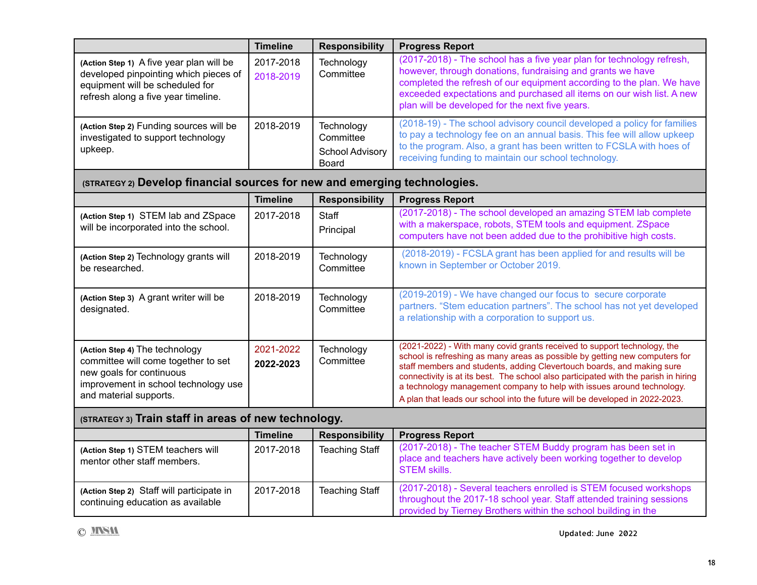| | Timeline | Responsibility | Progress Report |
|---|---|---|---|
| (Action Step 1) A five year plan will be developed pinpointing which pieces of equipment will be scheduled for refresh along a five year timeline. | 2017-2018 2018-2019 | Technology Committee | (2017-2018) - The school has a five year plan for technology refresh, however, through donations, fundraising and grants we have completed the refresh of our equipment according to the plan. We have exceeded expectations and purchased all items on our wish list. A new plan will be developed for the next five years. |
| (Action Step 2) Funding sources will be investigated to support technology upkeep. | 2018-2019 | Technology Committee School Advisory Board | (2018-19) - The school advisory council developed a policy for families to pay a technology fee on an annual basis. This fee will allow upkeep to the program. Also, a grant has been written to FCSLA with hoes of receiving funding to maintain our school technology. |

## (STRATEGY 2) Develop financial sources for new and emerging technologies.

| | Timeline | Responsibility | Progress Report |
|---|---|---|---|
| (Action Step 1) STEM lab and ZSpace will be incorporated into the school. | 2017-2018 | Staff Principal | (2017-2018) - The school developed an amazing STEM lab complete with a makerspace, robots, STEM tools and equipment. ZSpace computers have not been added due to the prohibitive high costs. |
| (Action Step 2) Technology grants will be researched. | 2018-2019 | Technology Committee | (2018-2019) - FCSLA grant has been applied for and results will be known in September or October 2019. |
| (Action Step 3) A grant writer will be designated. | 2018-2019 | Technology Committee | (2019-2019) - We have changed our focus to secure corporate partners. "Stem education partners". The school has not yet developed a relationship with a corporation to support us. |
| (Action Step 4) The technology committee will come together to set new goals for continuous improvement in school technology use and material supports. | 2021-2022 **2022-2023** | Technology Committee | (2021-2022) - With many covid grants received to support technology, the school is refreshing as many areas as possible by getting new computers for staff members and students, adding Clevertouch boards, and making sure connectivity is at its best. The school also participated with the parish in hiring a technology management company to help with issues around technology. A plan that leads our school into the future will be developed in 2022-2023. |

## (STRATEGY 3) Train staff in areas of new technology.

| | Timeline | Responsibility | Progress Report |
|---|---|---|---|
| (Action Step 1) STEM teachers will mentor other staff members. | 2017-2018 | Teaching Staff | (2017-2018) - The teacher STEM Buddy program has been set in place and teachers have actively been working together to develop STEM skills. |
| (Action Step 2) Staff will participate in continuing education as available | 2017-2018 | Teaching Staff | (2017-2018) - Several teachers enrolled is STEM focused workshops throughout the 2017-18 school year. Staff attended training sessions provided by Tierney Brothers within the school building in the |

© MNSM

Updated: June 2022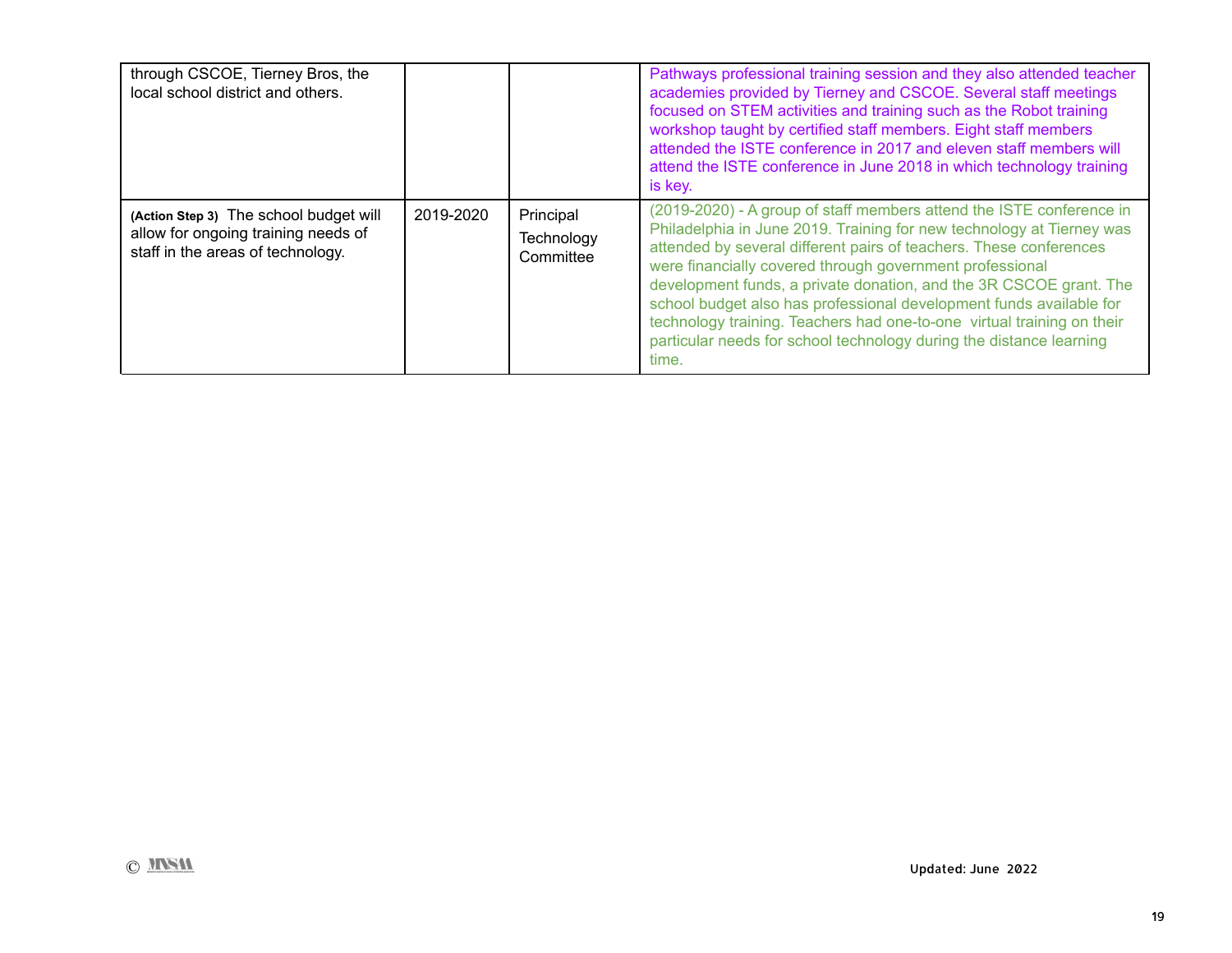| | | | |
|---|---|---|---|
| through CSCOE, Tierney Bros, the local school district and others. | | | Pathways professional training session and they also attended teacher academies provided by Tierney and CSCOE. Several staff meetings focused on STEM activities and training such as the Robot training workshop taught by certified staff members. Eight staff members attended the ISTE conference in 2017 and eleven staff members will attend the ISTE conference in June 2018 in which technology training is key. |
| **(Action Step 3)** The school budget will allow for ongoing training needs of staff in the areas of technology. | 2019-2020 | Principal<br>Technology Committee | (2019-2020) - A group of staff members attend the ISTE conference in Philadelphia in June 2019. Training for new technology at Tierney was attended by several different pairs of teachers. These conferences were financially covered through government professional development funds, a private donation, and the 3R CSCOE grant. The school budget also has professional development funds available for technology training. Teachers had one-to-one virtual training on their particular needs for school technology during the distance learning time. |

© MNSM

Updated: June 2022